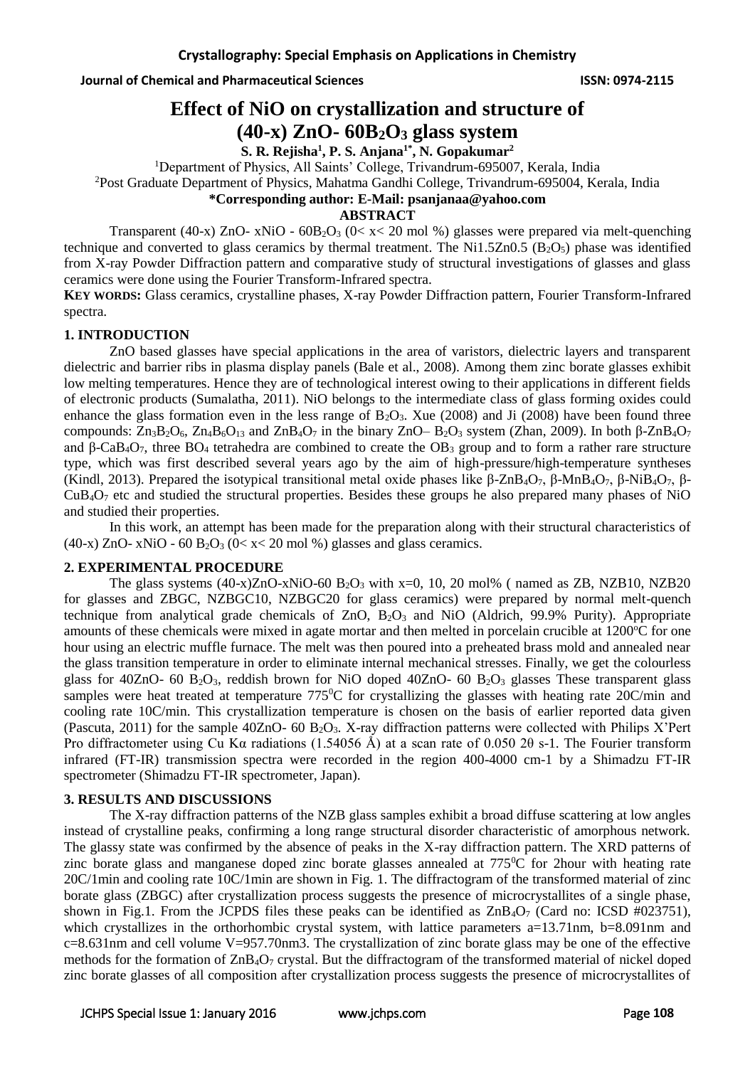# Effect of NiO on crystallization and structure of (40-x) ZnO- 60$B_2O_3$ glass system

**S. R. Rejisha[1], P. S. Anjana[1*], N. Gopakumar[2]**

[1]Department of Physics, All Saints' College, Trivandrum-695007, Kerala, India

[2]Post Graduate Department of Physics, Mahatma Gandhi College, Trivandrum-695004, Kerala, India

**\*Corresponding author: E-Mail: psanjanaa@yahoo.com**

## ABSTRACT

Transparent (40-x) ZnO- xNiO - 60$B_2O_3$ (0< x< 20 mol %) glasses were prepared via melt-quenching technique and converted to glass ceramics by thermal treatment. The Ni1.5Zn0.5 ($B_2O_5$) phase was identified from X-ray Powder Diffraction pattern and comparative study of structural investigations of glasses and glass ceramics were done using the Fourier Transform-Infrared spectra.

**KEY WORDS:** Glass ceramics, crystalline phases, X-ray Powder Diffraction pattern, Fourier Transform-Infrared spectra.

## 1. INTRODUCTION

ZnO based glasses have special applications in the area of varistors, dielectric layers and transparent dielectric and barrier ribs in plasma display panels (Bale et al., 2008). Among them zinc borate glasses exhibit low melting temperatures. Hence they are of technological interest owing to their applications in different fields of electronic products (Sumalatha, 2011). NiO belongs to the intermediate class of glass forming oxides could enhance the glass formation even in the less range of $B_2O_3$. Xue (2008) and Ji (2008) have been found three compounds: $Zn_3B_2O_6$, $Zn_4B_6O_{13}$ and $ZnB_4O_7$ in the binary ZnO– $B_2O_3$ system (Zhan, 2009). In both β-$ZnB_4O_7$ and β-$CaB_4O_7$, three $BO_4$ tetrahedra are combined to create the $OB_3$ group and to form a rather rare structure type, which was first described several years ago by the aim of high-pressure/high-temperature syntheses (Kindl, 2013). Prepared the isotypical transitional metal oxide phases like β-$ZnB_4O_7$, β-$MnB_4O_7$, β-$NiB_4O_7$, β-$CuB_4O_7$ etc and studied the structural properties. Besides these groups he also prepared many phases of NiO and studied their properties.

In this work, an attempt has been made for the preparation along with their structural characteristics of (40-x) ZnO- xNiO - 60 $B_2O_3$ (0< x< 20 mol %) glasses and glass ceramics.

## 2. EXPERIMENTAL PROCEDURE

The glass systems (40-x)ZnO-xNiO-60 $B_2O_3$ with x=0, 10, 20 mol% ( named as ZB, NZB10, NZB20 for glasses and ZBGC, NZBGC10, NZBGC20 for glass ceramics) were prepared by normal melt-quench technique from analytical grade chemicals of ZnO, $B_2O_3$ and NiO (Aldrich, 99.9% Purity). Appropriate amounts of these chemicals were mixed in agate mortar and then melted in porcelain crucible at 1200°C for one hour using an electric muffle furnace. The melt was then poured into a preheated brass mold and annealed near the glass transition temperature in order to eliminate internal mechanical stresses. Finally, we get the colourless glass for 40ZnO- 60 $B_2O_3$, reddish brown for NiO doped 40ZnO- 60 $B_2O_3$ glasses These transparent glass samples were heat treated at temperature 775°C for crystallizing the glasses with heating rate 20C/min and cooling rate 10C/min. This crystallization temperature is chosen on the basis of earlier reported data given (Pascuta, 2011) for the sample 40ZnO- 60 $B_2O_3$. X-ray diffraction patterns were collected with Philips X'Pert Pro diffractometer using Cu Kα radiations (1.54056 Å) at a scan rate of 0.050 2θ s-1. The Fourier transform infrared (FT-IR) transmission spectra were recorded in the region 400-4000 cm-1 by a Shimadzu FT-IR spectrometer (Shimadzu FT-IR spectrometer, Japan).

## 3. RESULTS AND DISCUSSIONS

The X-ray diffraction patterns of the NZB glass samples exhibit a broad diffuse scattering at low angles instead of crystalline peaks, confirming a long range structural disorder characteristic of amorphous network. The glassy state was confirmed by the absence of peaks in the X-ray diffraction pattern. The XRD patterns of zinc borate glass and manganese doped zinc borate glasses annealed at 775°C for 2hour with heating rate 20C/1min and cooling rate 10C/1min are shown in Fig. 1. The diffractogram of the transformed material of zinc borate glass (ZBGC) after crystallization process suggests the presence of microcrystallites of a single phase, shown in Fig.1. From the JCPDS files these peaks can be identified as $ZnB_4O_7$ (Card no: ICSD #023751), which crystallizes in the orthorhombic crystal system, with lattice parameters a=13.71nm, b=8.091nm and c=8.631nm and cell volume V=957.70nm3. The crystallization of zinc borate glass may be one of the effective methods for the formation of $ZnB_4O_7$ crystal. But the diffractogram of the transformed material of nickel doped zinc borate glasses of all composition after crystallization process suggests the presence of microcrystallites of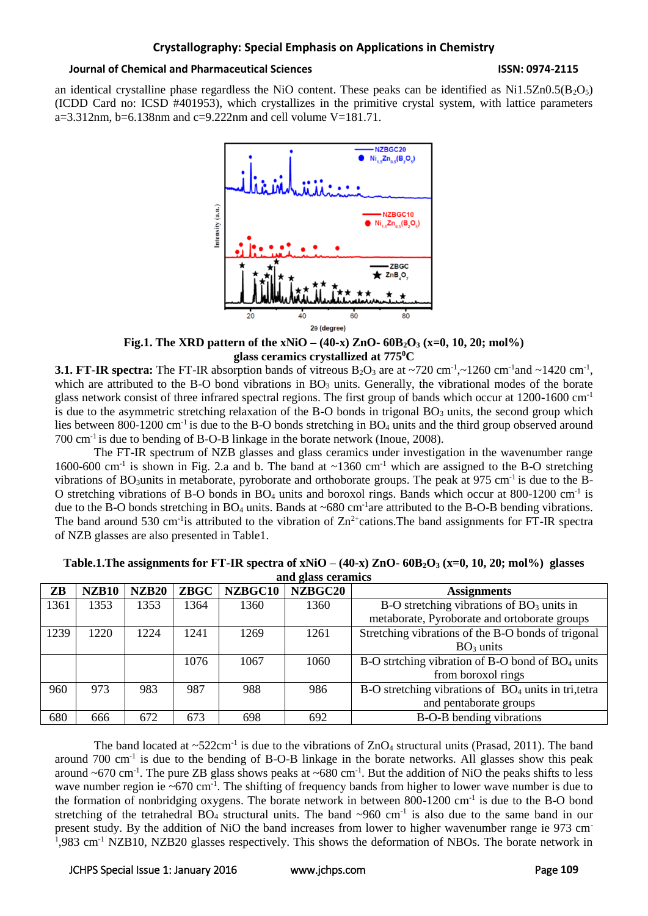an identical crystalline phase regardless the NiO content. These peaks can be identified as Ni1.5Zn0.5($B_2O_5$) (ICDD Card no: ICSD #401953), which crystallizes in the primitive crystal system, with lattice parameters a=3.312nm, b=6.138nm and c=9.222nm and cell volume V=181.71.

**Fig.1. The XRD pattern of the xNiO – (40-x) ZnO- 60$B_2O_3$ (x=0, 10, 20; mol%) glass ceramics crystallized at 775$^0$C**

**3.1. FT-IR spectra:** The FT-IR absorption bands of vitreous $B_2O_3$ are at ~720 cm$^{-1}$,~1260 cm$^{-1}$and ~1420 cm$^{-1}$, which are attributed to the B-O bond vibrations in $BO_3$ units. Generally, the vibrational modes of the borate glass network consist of three infrared spectral regions. The first group of bands which occur at 1200-1600 cm$^{-1}$ is due to the asymmetric stretching relaxation of the B-O bonds in trigonal $BO_3$ units, the second group which lies between 800-1200 cm$^{-1}$ is due to the B-O bonds stretching in $BO_4$ units and the third group observed around 700 cm$^{-1}$ is due to bending of B-O-B linkage in the borate network (Inoue, 2008).

The FT-IR spectrum of NZB glasses and glass ceramics under investigation in the wavenumber range 1600-600 cm$^{-1}$ is shown in Fig. 2.a and b. The band at ~1360 cm$^{-1}$ which are assigned to the B-O stretching vibrations of $BO_3$units in metaborate, pyroborate and orthoborate groups. The peak at 975 cm$^{-1}$ is due to the B-O stretching vibrations of B-O bonds in $BO_4$ units and boroxol rings. Bands which occur at 800-1200 cm$^{-1}$ is due to the B-O bonds stretching in $BO_4$ units. Bands at ~680 cm$^{-1}$are attributed to the B-O-B bending vibrations. The band around 530 cm$^{-1}$is attributed to the vibration of $Zn^{2+}$cations.The band assignments for FT-IR spectra of NZB glasses are also presented in Table1.

**Table.1.The assignments for FT-IR spectra of xNiO – (40-x) ZnO- 60$B_2O_3$ (x=0, 10, 20; mol%) glasses and glass ceramics**

| ZB | NZB10 | NZB20 | ZBGC | NZBGC10 | NZBGC20 | Assignments |
|---|---|---|---|---|---|---|
| 1361 | 1353 | 1353 | 1364 | 1360 | 1360 | B-O stretching vibrations of $BO_3$ units in metaborate, Pyroborate and ortoborate groups |
| 1239 | 1220 | 1224 | 1241 | 1269 | 1261 | Stretching vibrations of the B-O bonds of trigonal $BO_3$ units |
| | | | 1076 | 1067 | 1060 | B-O strtching vibration of B-O bond of $BO_4$ units from boroxol rings |
| 960 | 973 | 983 | 987 | 988 | 986 | B-O stretching vibrations of $BO_4$ units in tri,tetra and pentaborate groups |
| 680 | 666 | 672 | 673 | 698 | 692 | B-O-B bending vibrations |

The band located at ~522cm$^{-1}$ is due to the vibrations of $ZnO_4$ structural units (Prasad, 2011). The band around 700 cm$^{-1}$ is due to the bending of B-O-B linkage in the borate networks. All glasses show this peak around ~670 cm$^{-1}$. The pure ZB glass shows peaks at ~680 cm$^{-1}$. But the addition of NiO the peaks shifts to less wave number region ie ~670 cm$^{-1}$. The shifting of frequency bands from higher to lower wave number is due to the formation of nonbridging oxygens. The borate network in between 800-1200 cm$^{-1}$ is due to the B-O bond stretching of the tetrahedral $BO_4$ structural units. The band ~960 cm$^{-1}$ is also due to the same band in our present study. By the addition of NiO the band increases from lower to higher wavenumber range ie 973 cm$^{-1}$,983 cm$^{-1}$ NZB10, NZB20 glasses respectively. This shows the deformation of NBOs. The borate network in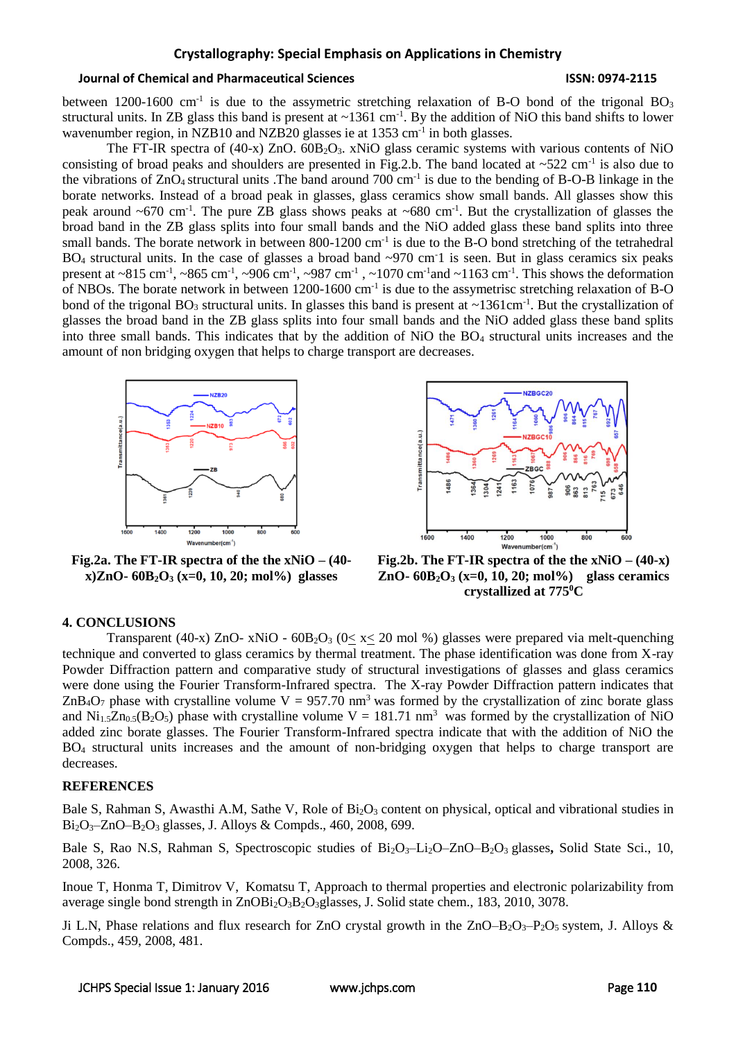between 1200-1600 $cm^{-1}$ is due to the assymetric stretching relaxation of B-O bond of the trigonal $BO_3$ structural units. In ZB glass this band is present at ~1361 $cm^{-1}$. By the addition of NiO this band shifts to lower wavenumber region, in NZB10 and NZB20 glasses ie at 1353 $cm^{-1}$ in both glasses.

The FT-IR spectra of (40-x) ZnO. $60B_2O_3$. xNiO glass ceramic systems with various contents of NiO consisting of broad peaks and shoulders are presented in Fig.2.b. The band located at ~522 $cm^{-1}$ is also due to the vibrations of $ZnO_4$ structural units .The band around 700 $cm^{-1}$ is due to the bending of B-O-B linkage in the borate networks. Instead of a broad peak in glasses, glass ceramics show small bands. All glasses show this peak around ~670 $cm^{-1}$. The pure ZB glass shows peaks at ~680 $cm^{-1}$. But the crystallization of glasses the broad band in the ZB glass splits into four small bands and the NiO added glass these band splits into three small bands. The borate network in between 800-1200 $cm^{-1}$ is due to the B-O bond stretching of the tetrahedral $BO_4$ structural units. In the case of glasses a broad band ~970 cm-1 is seen. But in glass ceramics six peaks present at ~815 $cm^{-1}$, ~865 $cm^{-1}$, ~906 $cm^{-1}$, ~987 $cm^{-1}$ , ~1070 $cm^{-1}$and ~1163 $cm^{-1}$. This shows the deformation of NBOs. The borate network in between 1200-1600 $cm^{-1}$ is due to the assymetrisc stretching relaxation of B-O bond of the trigonal $BO_3$ structural units. In glasses this band is present at ~1361$cm^{-1}$. But the crystallization of glasses the broad band in the ZB glass splits into four small bands and the NiO added glass these band splits into three small bands. This indicates that by the addition of NiO the $BO_4$ structural units increases and the amount of non bridging oxygen that helps to charge transport are decreases.

**Fig.2a. The FT-IR spectra of the the xNiO – (40-x)ZnO- $60B_2O_3$ (x=0, 10, 20; mol%) glasses**

**Fig.2b. The FT-IR spectra of the the xNiO – (40-x) ZnO- $60B_2O_3$ (x=0, 10, 20; mol%) glass ceramics crystallized at $775^0$C**

## 4. CONCLUSIONS

Transparent (40-x) ZnO- xNiO - $60B_2O_3$ ($0 \leq x \leq 20$ mol %) glasses were prepared via melt-quenching technique and converted to glass ceramics by thermal treatment. The phase identification was done from X-ray Powder Diffraction pattern and comparative study of structural investigations of glasses and glass ceramics were done using the Fourier Transform-Infrared spectra. The X-ray Powder Diffraction pattern indicates that $ZnB_4O_7$ phase with crystalline volume V = 957.70 $nm^3$ was formed by the crystallization of zinc borate glass and $Ni_{1.5}Zn_{0.5}(B_2O_5)$ phase with crystalline volume V = 181.71 $nm^3$ was formed by the crystallization of NiO added zinc borate glasses. The Fourier Transform-Infrared spectra indicate that with the addition of NiO the $BO_4$ structural units increases and the amount of non-bridging oxygen that helps to charge transport are decreases.

## REFERENCES

Bale S, Rahman S, Awasthi A.M, Sathe V, Role of $Bi_2O_3$ content on physical, optical and vibrational studies in $Bi_2O_3$–ZnO–$B_2O_3$ glasses, J. Alloys & Compds., 460, 2008, 699.

Bale S, Rao N.S, Rahman S, Spectroscopic studies of $Bi_2O_3$–$Li_2O$–ZnO–$B_2O_3$ glasses**,** Solid State Sci., 10, 2008, 326.

Inoue T, Honma T, Dimitrov V, Komatsu T, Approach to thermal properties and electronic polarizability from average single bond strength in $ZnOBi_2O_3B_2O_3$glasses, J. Solid state chem., 183, 2010, 3078.

Ji L.N, Phase relations and flux research for ZnO crystal growth in the ZnO–$B_2O_3$–$P_2O_5$ system, J. Alloys & Compds., 459, 2008, 481.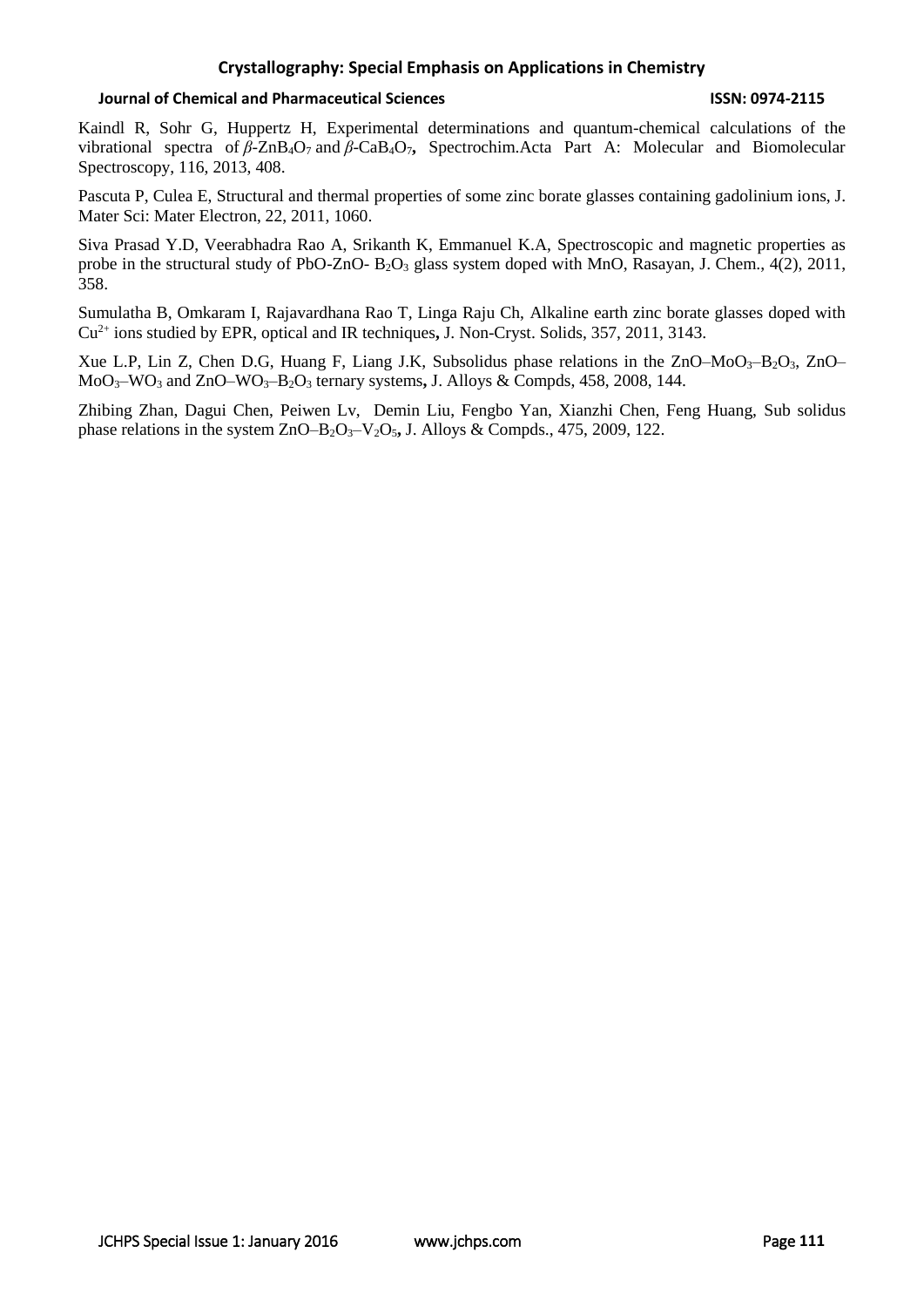Kaindl R, Sohr G, Huppertz H, Experimental determinations and quantum-chemical calculations of the vibrational spectra of $\beta$-$ZnB_4O_7$ and $\beta$-$CaB_4O_7$, Spectrochim.Acta Part A: Molecular and Biomolecular Spectroscopy, 116, 2013, 408.

Pascuta P, Culea E, Structural and thermal properties of some zinc borate glasses containing gadolinium ions, J. Mater Sci: Mater Electron, 22, 2011, 1060.

Siva Prasad Y.D, Veerabhadra Rao A, Srikanth K, Emmanuel K.A, Spectroscopic and magnetic properties as probe in the structural study of PbO-ZnO- $B_2O_3$ glass system doped with MnO, Rasayan, J. Chem., 4(2), 2011, 358.

Sumulatha B, Omkaram I, Rajavardhana Rao T, Linga Raju Ch, Alkaline earth zinc borate glasses doped with $Cu^{2+}$ ions studied by EPR, optical and IR techniques, J. Non-Cryst. Solids, 357, 2011, 3143.

Xue L.P, Lin Z, Chen D.G, Huang F, Liang J.K, Subsolidus phase relations in the ZnO–$MoO_3$–$B_2O_3$, ZnO–$MoO_3$–$WO_3$ and ZnO–$WO_3$–$B_2O_3$ ternary systems, J. Alloys & Compds, 458, 2008, 144.

Zhibing Zhan, Dagui Chen, Peiwen Lv, Demin Liu, Fengbo Yan, Xianzhi Chen, Feng Huang, Sub solidus phase relations in the system ZnO–$B_2O_3$–$V_2O_5$, J. Alloys & Compds., 475, 2009, 122.